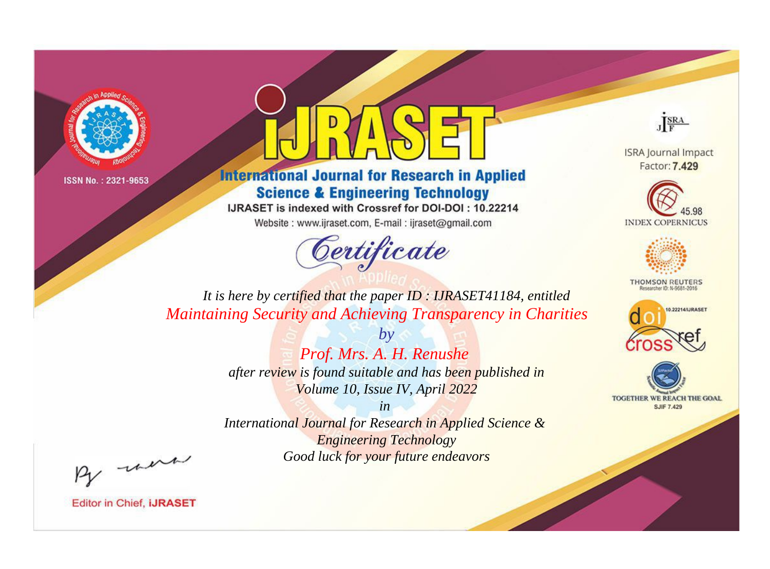ISSN No. : 2321-9653

# iJRASET

## International Journal for Research in Applied Science & Engineering Technology

IJRASET is indexed with Crossref for DOI-DOI : 10.22214

Website : www.ijraset.com, E-mail : ijraset@gmail.com

*Certificate*

*It is here by certified that the paper ID : IJRASET41184, entitled*

*Maintaining Security and Achieving Transparency in Charities*

*by*

*Prof. Mrs. A. H. Renushe*

*after review is found suitable and has been published in*

*Volume 10, Issue IV, April 2022*

*in*

*International Journal for Research in Applied Science & Engineering Technology*

*Good luck for your future endeavors*

ISRA Journal Impact Factor: **7.429**

45.98 INDEX COPERNICUS

THOMSON REUTERS Researcher ID: N-9681-2016

10.22214/IJRASET

TOGETHER WE REACH THE GOAL SJIF 7.429

Editor in Chief, **iJRASET**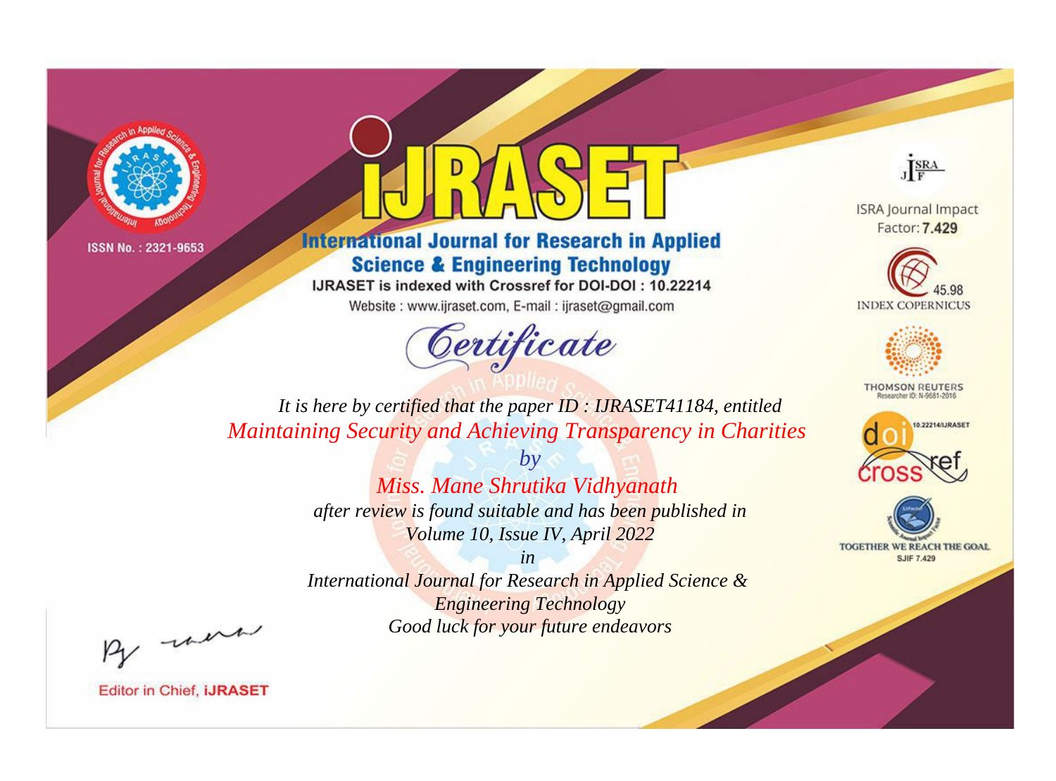ISSN No. : 2321-9653

# IJRASET

## International Journal for Research in Applied Science & Engineering Technology

IJRASET is indexed with Crossref for DOI-DOI : 10.22214

Website : www.ijraset.com, E-mail : ijraset@gmail.com

ISRA Journal Impact Factor: **7.429**

45.98 INDEX COPERNICUS

THOMSON REUTERS Researcher ID: N-9681-2016

10.22214/IJRASET

TOGETHER WE REACH THE GOAL SJIF 7.429

# *Certificate*

*It is here by certified that the paper ID : IJRASET41184, entitled*

*Maintaining Security and Achieving Transparency in Charities*

*by*

*Miss. Mane Shrutika Vidhyanath*

*after review is found suitable and has been published in*

*Volume 10, Issue IV, April 2022*

*in*

*International Journal for Research in Applied Science & Engineering Technology*

*Good luck for your future endeavors*

Editor in Chief, **iJRASET**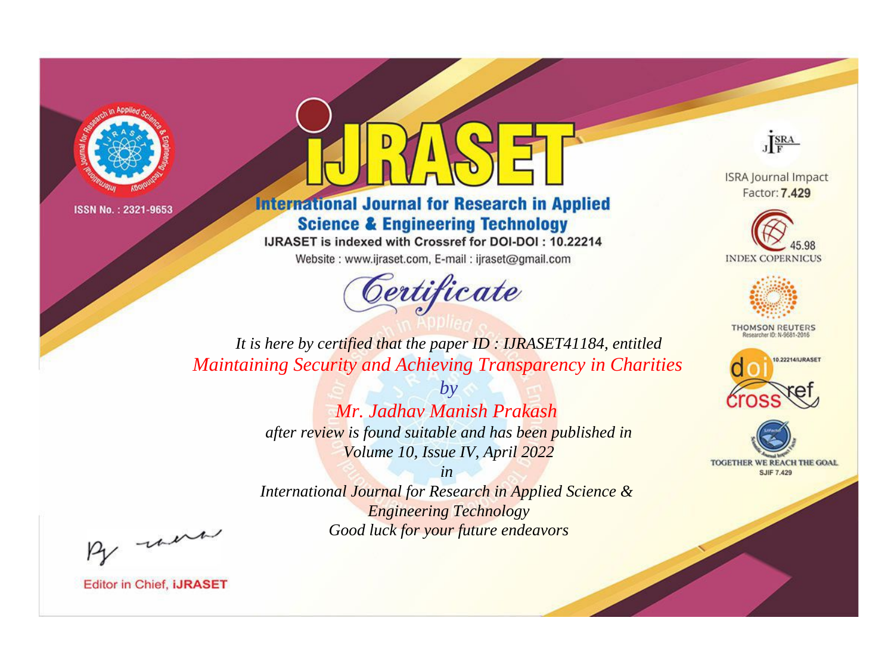ISSN No. : 2321-9653

# iJRASET

## International Journal for Research in Applied Science & Engineering Technology

IJRASET is indexed with Crossref for DOI-DOI : 10.22214

Website : www.ijraset.com, E-mail : ijraset@gmail.com

ISRA Journal Impact Factor: **7.429**

45.98 INDEX COPERNICUS

THOMSON REUTERS Researcher ID: N-9681-2016

10.22214/IJRASET

TOGETHER WE REACH THE GOAL SJIF 7.429

# *Certificate*

*It is here by certified that the paper ID : IJRASET41184, entitled*

*Maintaining Security and Achieving Transparency in Charities*

*by*

*Mr. Jadhav Manish Prakash*

*after review is found suitable and has been published in*

*Volume 10, Issue IV, April 2022*

*in*

*International Journal for Research in Applied Science & Engineering Technology*

*Good luck for your future endeavors*

Editor in Chief, **iJRASET**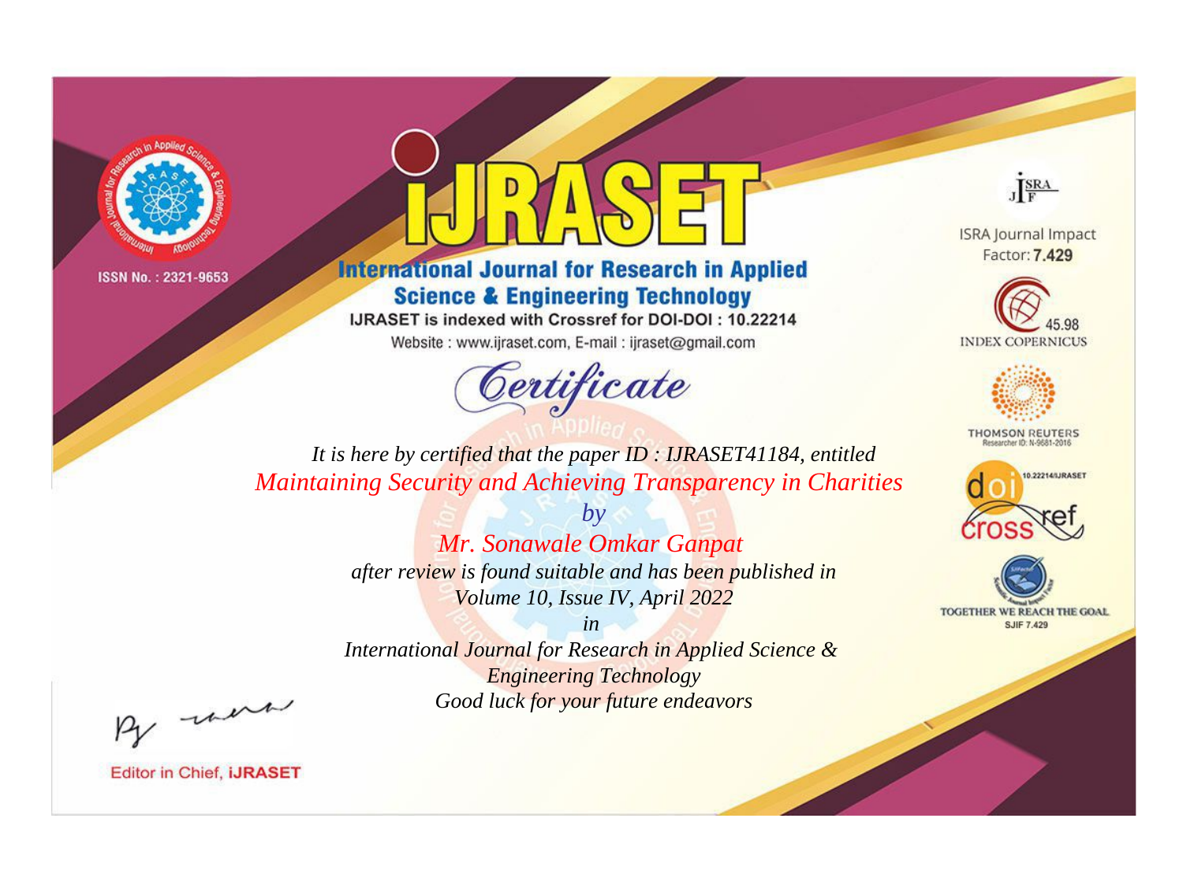ISSN No. : 2321-9653

# iJRASET

## International Journal for Research in Applied Science & Engineering Technology

IJRASET is indexed with Crossref for DOI-DOI : 10.22214

Website : www.ijraset.com, E-mail : ijraset@gmail.com

ISRA Journal Impact Factor: **7.429**

45.98 INDEX COPERNICUS

THOMSON REUTERS Researcher ID: N-9681-2016

10.22214/IJRASET

TOGETHER WE REACH THE GOAL SJIF 7.429

*Certificate*

*It is here by certified that the paper ID : IJRASET41184, entitled*

*Maintaining Security and Achieving Transparency in Charities*

*by*

*Mr. Sonawale Omkar Ganpat*

*after review is found suitable and has been published in*

*Volume 10, Issue IV, April 2022*

*in*

*International Journal for Research in Applied Science & Engineering Technology*

*Good luck for your future endeavors*

Editor in Chief, **iJRASET**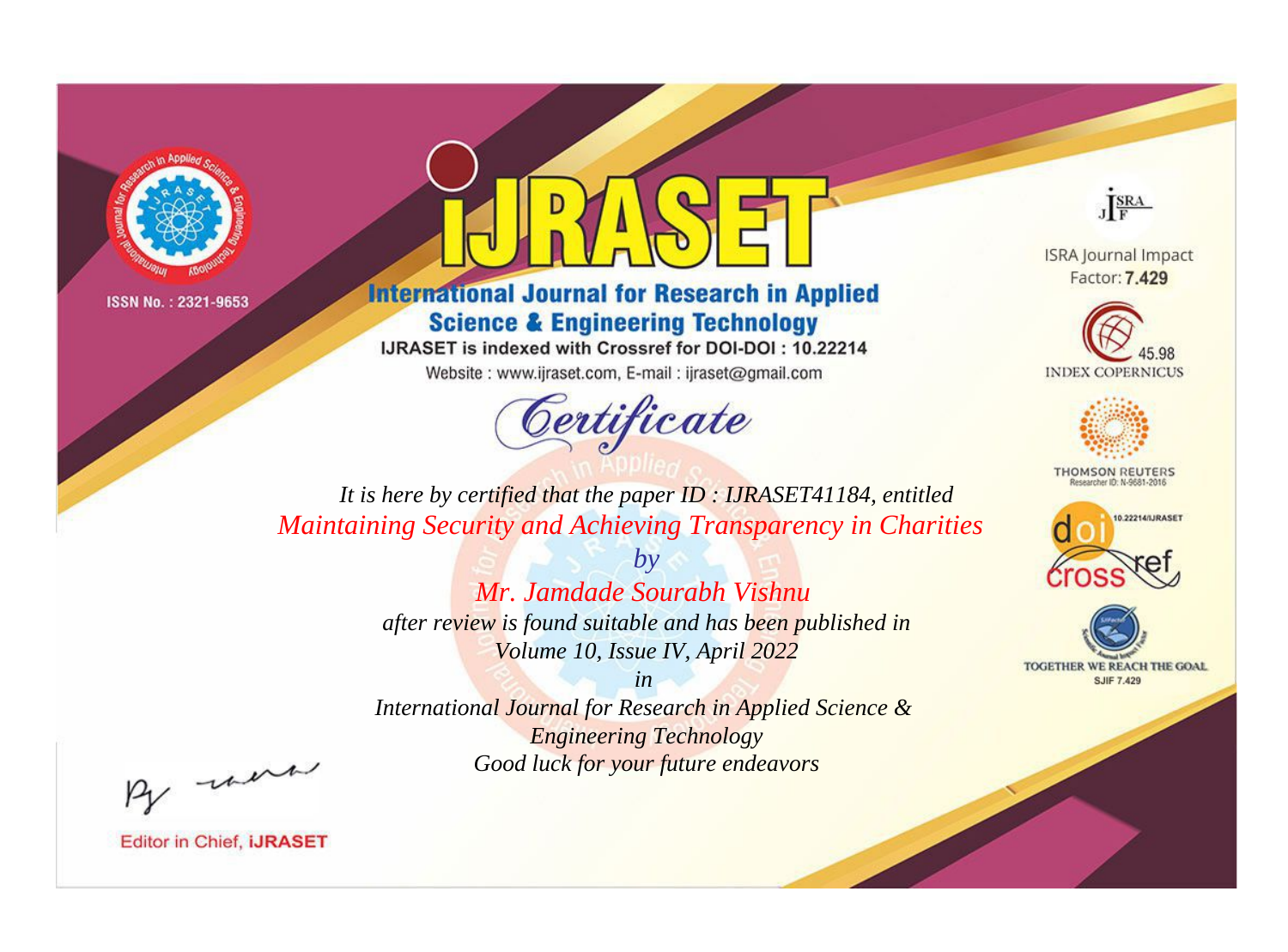ISSN No. : 2321-9653

# IJRASET

## International Journal for Research in Applied Science & Engineering Technology

IJRASET is indexed with Crossref for DOI-DOI : 10.22214

Website : www.ijraset.com, E-mail : ijraset@gmail.com

*Certificate*

*It is here by certified that the paper ID : IJRASET41184, entitled*

*Maintaining Security and Achieving Transparency in Charities*

*by*

*Mr. Jamdade Sourabh Vishnu*

*after review is found suitable and has been published in*

*Volume 10, Issue IV, April 2022*

*in*

*International Journal for Research in Applied Science & Engineering Technology*

*Good luck for your future endeavors*

ISRA Journal Impact Factor: **7.429**

45.98 INDEX COPERNICUS

THOMSON REUTERS Researcher ID: N-9681-2016

10.22214/IJRASET

TOGETHER WE REACH THE GOAL SJIF 7.429

Editor in Chief, **iJRASET**